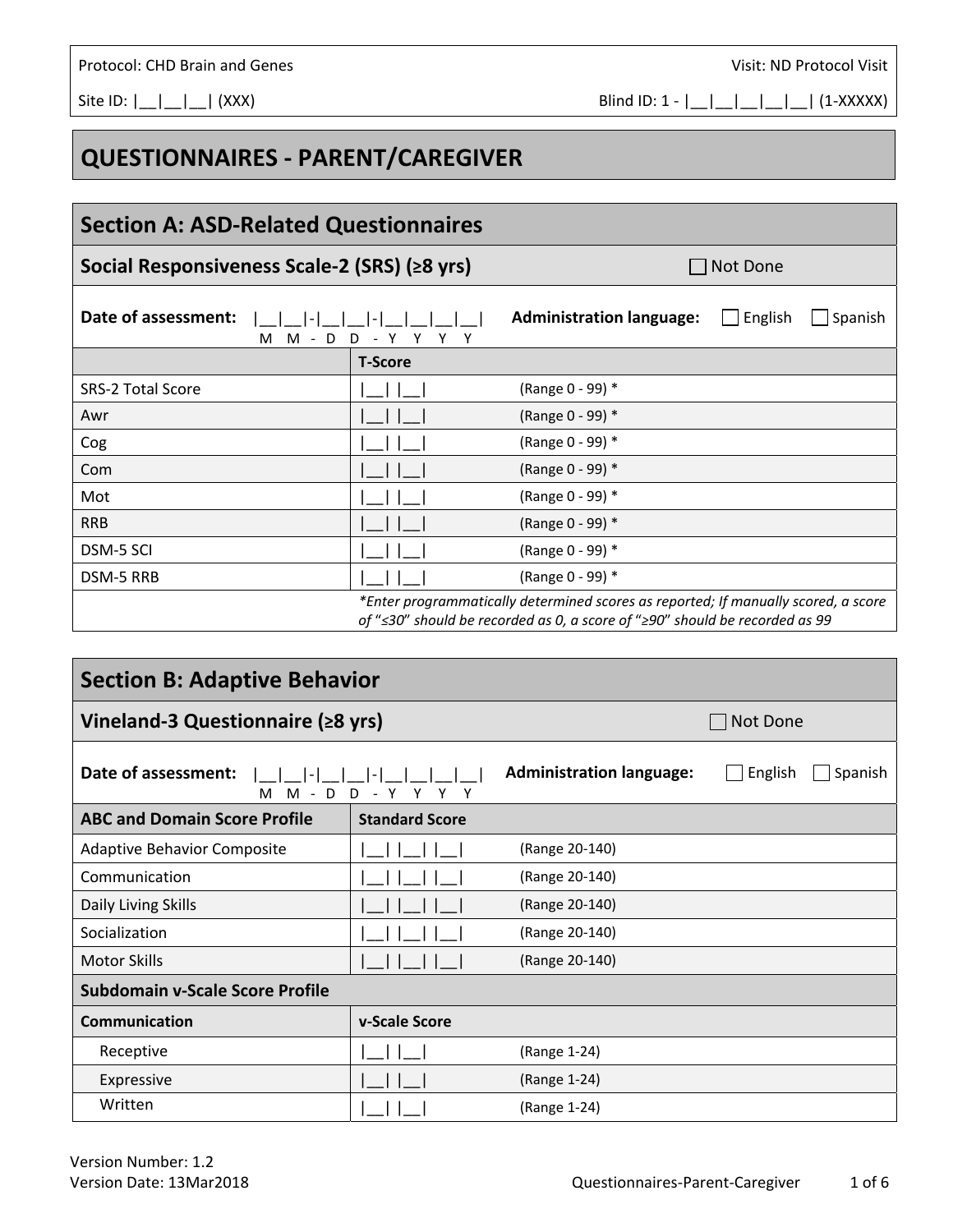Protocol: CHD Brain and Genes

Visit: ND Protocol Visit

Site ID: |__|__|__| (XXX)

Blind ID: 1 - |__|__|__|__|__| (1-XXXXX)

# QUESTIONNAIRES - PARENT/CAREGIVER

## Section A: ASD-Related Questionnaires

### Social Responsiveness Scale-2 (SRS) (≥8 yrs)

☐ Not Done

**Date of assessment:** |__|__|-|__|__|-|__|__|__|__| (M M - D D - Y Y Y Y)

**Administration language:** ☐ English ☐ Spanish

| | T-Score | |
|---|---|---|
| SRS-2 Total Score | \|__\| \|__\| | (Range 0 - 99) * |
| Awr | \|__\| \|__\| | (Range 0 - 99) * |
| Cog | \|__\| \|__\| | (Range 0 - 99) * |
| Com | \|__\| \|__\| | (Range 0 - 99) * |
| Mot | \|__\| \|__\| | (Range 0 - 99) * |
| RRB | \|__\| \|__\| | (Range 0 - 99) * |
| DSM-5 SCI | \|__\| \|__\| | (Range 0 - 99) * |
| DSM-5 RRB | \|__\| \|__\| | (Range 0 - 99) * |
| | *\*Enter programmatically determined scores as reported; If manually scored, a score of "≤30" should be recorded as 0, a score of "≥90" should be recorded as 99* | |

## Section B: Adaptive Behavior

### Vineland-3 Questionnaire (≥8 yrs)

☐ Not Done

**Date of assessment:** |__|__|-|__|__|-|__|__|__|__| (M M - D D - Y Y Y Y)

**Administration language:** ☐ English ☐ Spanish

| ABC and Domain Score Profile | Standard Score | |
|---|---|---|
| Adaptive Behavior Composite | \|__\| \|__\| \|__\| | (Range 20-140) |
| Communication | \|__\| \|__\| \|__\| | (Range 20-140) |
| Daily Living Skills | \|__\| \|__\| \|__\| | (Range 20-140) |
| Socialization | \|__\| \|__\| \|__\| | (Range 20-140) |
| Motor Skills | \|__\| \|__\| \|__\| | (Range 20-140) |
| **Subdomain v-Scale Score Profile** | | |
| **Communication** | **v-Scale Score** | |
| Receptive | \|__\| \|__\| | (Range 1-24) |
| Expressive | \|__\| \|__\| | (Range 1-24) |
| Written | \|__\| \|__\| | (Range 1-24) |

Version Number: 1.2
Version Date: 13Mar2018

Questionnaires-Parent-Caregiver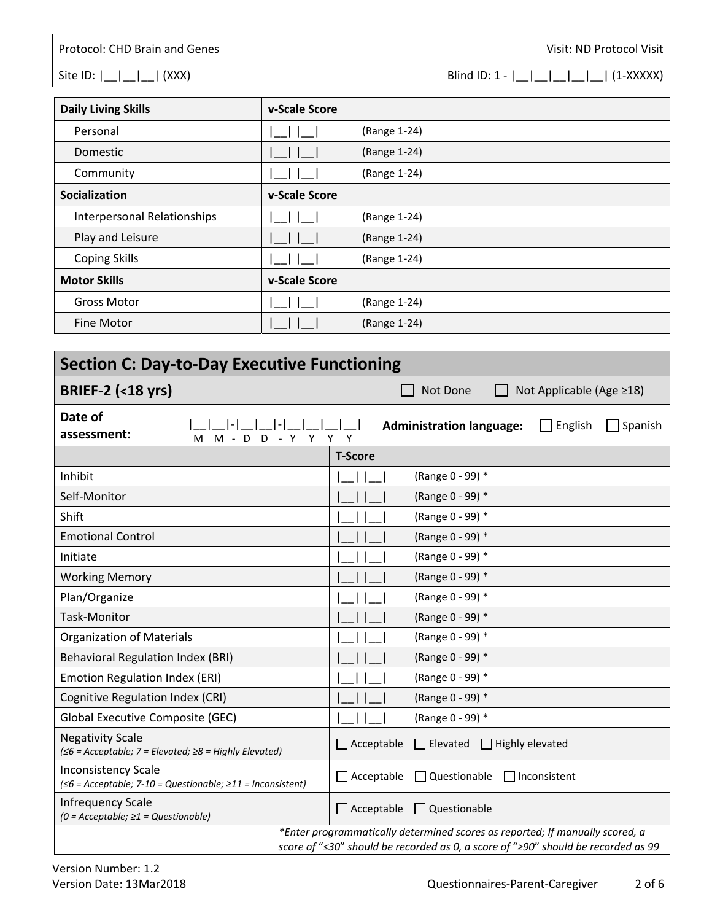Protocol: CHD Brain and Genes

Visit: ND Protocol Visit

Site ID: |__|__|__| (XXX)

Blind ID: 1 - |__|__|__|__|__| (1-XXXXX)

| **Daily Living Skills** | **v-Scale Score** | |
|---|---|---|
| Personal | \|__\| \|__\| | (Range 1-24) |
| Domestic | \|__\| \|__\| | (Range 1-24) |
| Community | \|__\| \|__\| | (Range 1-24) |
| **Socialization** | **v-Scale Score** | |
| Interpersonal Relationships | \|__\| \|__\| | (Range 1-24) |
| Play and Leisure | \|__\| \|__\| | (Range 1-24) |
| Coping Skills | \|__\| \|__\| | (Range 1-24) |
| **Motor Skills** | **v-Scale Score** | |
| Gross Motor | \|__\| \|__\| | (Range 1-24) |
| Fine Motor | \|__\| \|__\| | (Range 1-24) |

## Section C: Day-to-Day Executive Functioning

### BRIEF-2 (<18 yrs)

☐ Not Done ☐ Not Applicable (Age ≥18)

**Date of assessment:** |__|__|-|__|__|-|__|__|__|__| (M M - D D - Y Y Y Y)

**Administration language:** ☐ English ☐ Spanish

| | **T-Score** | |
|---|---|---|
| Inhibit | \|__\| \|__\| | (Range 0 - 99) * |
| Self-Monitor | \|__\| \|__\| | (Range 0 - 99) * |
| Shift | \|__\| \|__\| | (Range 0 - 99) * |
| Emotional Control | \|__\| \|__\| | (Range 0 - 99) * |
| Initiate | \|__\| \|__\| | (Range 0 - 99) * |
| Working Memory | \|__\| \|__\| | (Range 0 - 99) * |
| Plan/Organize | \|__\| \|__\| | (Range 0 - 99) * |
| Task-Monitor | \|__\| \|__\| | (Range 0 - 99) * |
| Organization of Materials | \|__\| \|__\| | (Range 0 - 99) * |
| Behavioral Regulation Index (BRI) | \|__\| \|__\| | (Range 0 - 99) * |
| Emotion Regulation Index (ERI) | \|__\| \|__\| | (Range 0 - 99) * |
| Cognitive Regulation Index (CRI) | \|__\| \|__\| | (Range 0 - 99) * |
| Global Executive Composite (GEC) | \|__\| \|__\| | (Range 0 - 99) * |
| Negativity Scale *(≤6 = Acceptable; 7 = Elevated; ≥8 = Highly Elevated)* | ☐ Acceptable ☐ Elevated ☐ Highly elevated | |
| Inconsistency Scale *(≤6 = Acceptable; 7-10 = Questionable; ≥11 = Inconsistent)* | ☐ Acceptable ☐ Questionable ☐ Inconsistent | |
| Infrequency Scale *(0 = Acceptable; ≥1 = Questionable)* | ☐ Acceptable ☐ Questionable | |

*\*Enter programmatically determined scores as reported; If manually scored, a score of "≤30" should be recorded as 0, a score of "≥90" should be recorded as 99*

Version Number: 1.2

Version Date: 13Mar2018

Questionnaires-Parent-Caregiver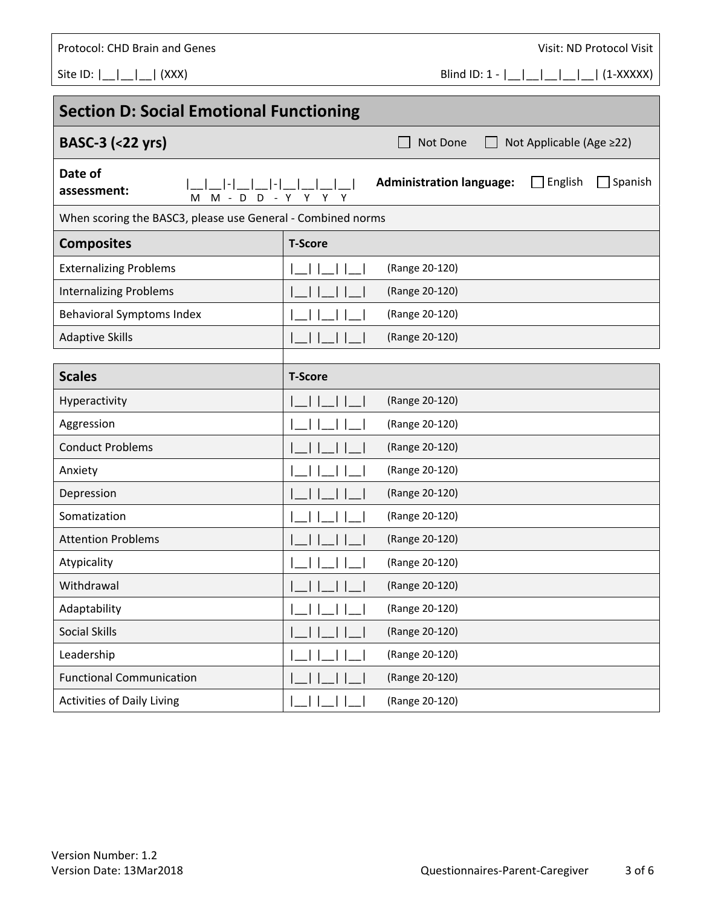Protocol: CHD Brain and Genes

Visit: ND Protocol Visit

Site ID: |__|__|__| (XXX)

Blind ID: 1 - |__|__|__|__|__| (1-XXXXX)

## Section D: Social Emotional Functioning

### BASC-3 (<22 yrs)

☐ Not Done ☐ Not Applicable (Age ≥22)

**Date of assessment:** |__|__|-|__|__|-|__|__|__|__| (M M - D D - Y Y Y Y)

**Administration language:** ☐ English ☐ Spanish

When scoring the BASC3, please use General - Combined norms

| Composites | T-Score |
|---|---|
| Externalizing Problems | \|__\| \|__\| \|__\| (Range 20-120) |
| Internalizing Problems | \|__\| \|__\| \|__\| (Range 20-120) |
| Behavioral Symptoms Index | \|__\| \|__\| \|__\| (Range 20-120) |
| Adaptive Skills | \|__\| \|__\| \|__\| (Range 20-120) |

| Scales | T-Score |
|---|---|
| Hyperactivity | \|__\| \|__\| \|__\| (Range 20-120) |
| Aggression | \|__\| \|__\| \|__\| (Range 20-120) |
| Conduct Problems | \|__\| \|__\| \|__\| (Range 20-120) |
| Anxiety | \|__\| \|__\| \|__\| (Range 20-120) |
| Depression | \|__\| \|__\| \|__\| (Range 20-120) |
| Somatization | \|__\| \|__\| \|__\| (Range 20-120) |
| Attention Problems | \|__\| \|__\| \|__\| (Range 20-120) |
| Atypicality | \|__\| \|__\| \|__\| (Range 20-120) |
| Withdrawal | \|__\| \|__\| \|__\| (Range 20-120) |
| Adaptability | \|__\| \|__\| \|__\| (Range 20-120) |
| Social Skills | \|__\| \|__\| \|__\| (Range 20-120) |
| Leadership | \|__\| \|__\| \|__\| (Range 20-120) |
| Functional Communication | \|__\| \|__\| \|__\| (Range 20-120) |
| Activities of Daily Living | \|__\| \|__\| \|__\| (Range 20-120) |

Version Number: 1.2
Version Date: 13Mar2018

Questionnaires-Parent-Caregiver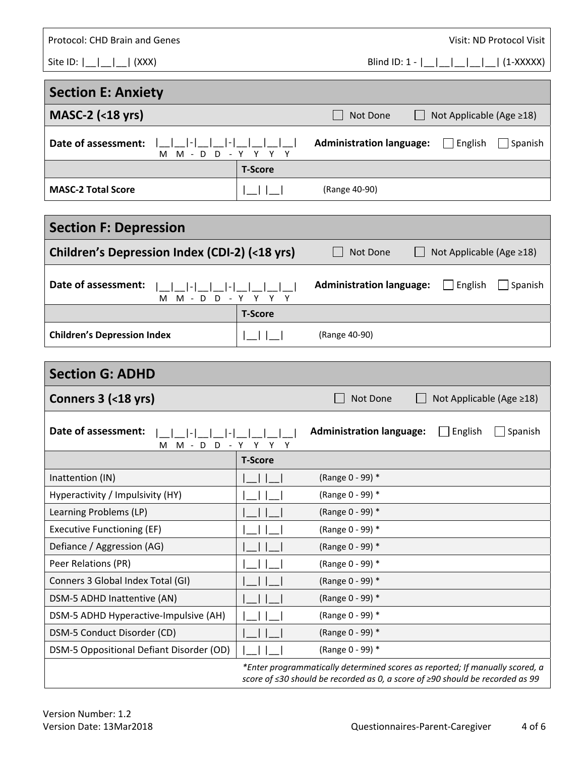Protocol: CHD Brain and Genes | Visit: ND Protocol Visit

Site ID: |__|__|__| (XXX) | Blind ID: 1 - |__|__|__|__|__| (1-XXXXX)

## Section E: Anxiety

### MASC-2 (<18 yrs)

☐ Not Done ☐ Not Applicable (Age ≥18)

**Date of assessment:** |__|__|-|__|__|-|__|__|__|__| (M M - D D - Y Y Y Y) **Administration language:** ☐ English ☐ Spanish

| | T-Score | |
|---|---|---|
| **MASC-2 Total Score** | \|__\| \|__\| | (Range 40-90) |

## Section F: Depression

### Children's Depression Index (CDI-2) (<18 yrs)

☐ Not Done ☐ Not Applicable (Age ≥18)

**Date of assessment:** |__|__|-|__|__|-|__|__|__|__| (M M - D D - Y Y Y Y) **Administration language:** ☐ English ☐ Spanish

| | T-Score | |
|---|---|---|
| **Children's Depression Index** | \|__\| \|__\| | (Range 40-90) |

## Section G: ADHD

### Conners 3 (<18 yrs)

☐ Not Done ☐ Not Applicable (Age ≥18)

**Date of assessment:** |__|__|-|__|__|-|__|__|__|__| (M M - D D - Y Y Y Y) **Administration language:** ☐ English ☐ Spanish

| | T-Score | |
|---|---|---|
| Inattention (IN) | \|__\| \|__\| | (Range 0 - 99) * |
| Hyperactivity / Impulsivity (HY) | \|__\| \|__\| | (Range 0 - 99) * |
| Learning Problems (LP) | \|__\| \|__\| | (Range 0 - 99) * |
| Executive Functioning (EF) | \|__\| \|__\| | (Range 0 - 99) * |
| Defiance / Aggression (AG) | \|__\| \|__\| | (Range 0 - 99) * |
| Peer Relations (PR) | \|__\| \|__\| | (Range 0 - 99) * |
| Conners 3 Global Index Total (GI) | \|__\| \|__\| | (Range 0 - 99) * |
| DSM-5 ADHD Inattentive (AN) | \|__\| \|__\| | (Range 0 - 99) * |
| DSM-5 ADHD Hyperactive-Impulsive (AH) | \|__\| \|__\| | (Range 0 - 99) * |
| DSM-5 Conduct Disorder (CD) | \|__\| \|__\| | (Range 0 - 99) * |
| DSM-5 Oppositional Defiant Disorder (OD) | \|__\| \|__\| | (Range 0 - 99) * |

*\*Enter programmatically determined scores as reported; If manually scored, a score of ≤30 should be recorded as 0, a score of ≥90 should be recorded as 99*

Version Number: 1.2
Version Date: 13Mar2018 Questionnaires-Parent-Caregiver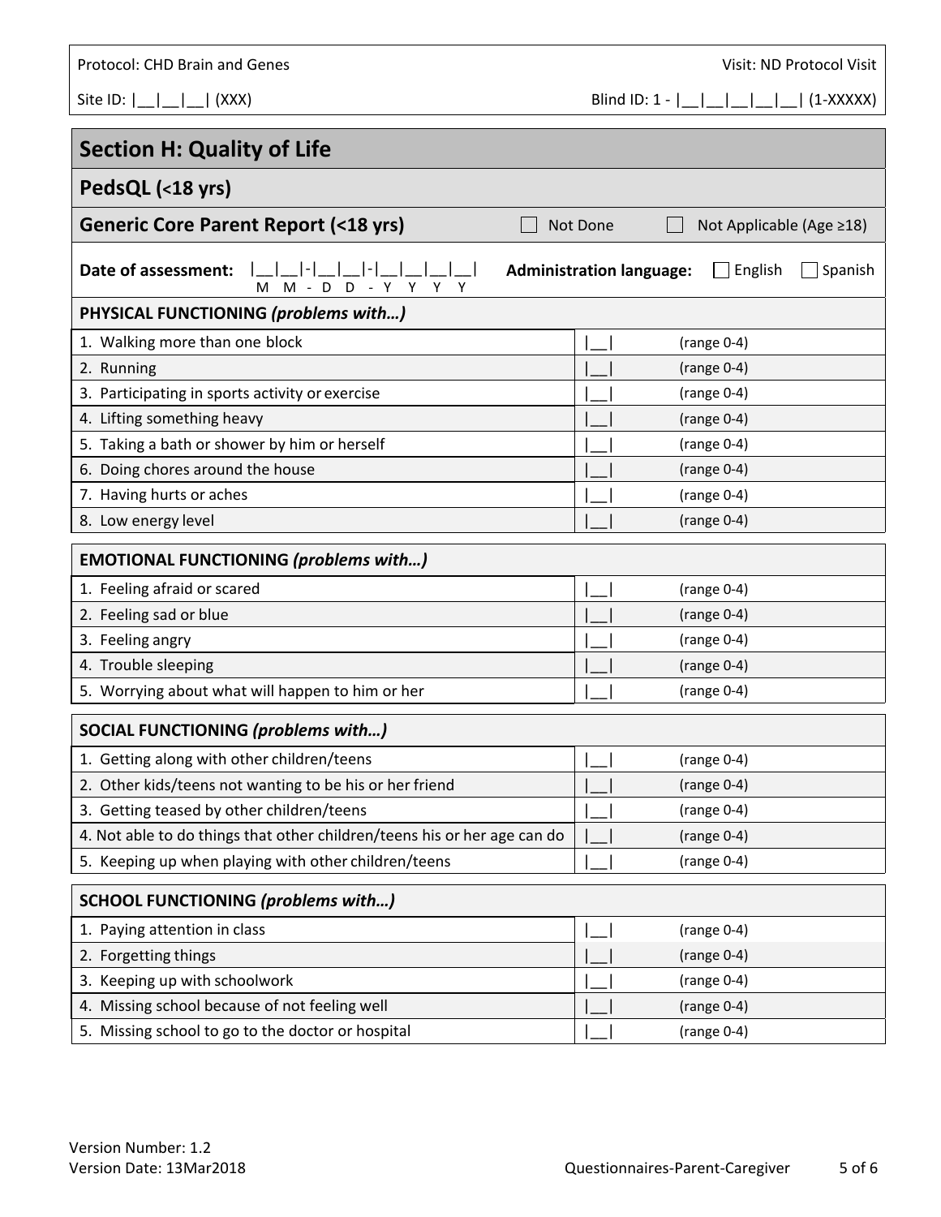Protocol: CHD Brain and Genes

Visit: ND Protocol Visit

Site ID: |__|__|__| (XXX)

Blind ID: 1 - |__|__|__|__|__| (1-XXXXX)

## Section H: Quality of Life

### PedsQL (<18 yrs)

### Generic Core Parent Report (<18 yrs)

☐ Not Done ☐ Not Applicable (Age ≥18)

**Date of assessment:** |__|__|-|__|__|-|__|__|__|__| (M M - D D - Y Y Y Y)

**Administration language:** ☐ English ☐ Spanish

| **PHYSICAL FUNCTIONING** ***(problems with…)*** | | |
|---|---|---|
| 1. Walking more than one block | \|__\| | (range 0-4) |
| 2. Running | \|__\| | (range 0-4) |
| 3. Participating in sports activity or exercise | \|__\| | (range 0-4) |
| 4. Lifting something heavy | \|__\| | (range 0-4) |
| 5. Taking a bath or shower by him or herself | \|__\| | (range 0-4) |
| 6. Doing chores around the house | \|__\| | (range 0-4) |
| 7. Having hurts or aches | \|__\| | (range 0-4) |
| 8. Low energy level | \|__\| | (range 0-4) |

| **EMOTIONAL FUNCTIONING** ***(problems with…)*** | | |
|---|---|---|
| 1. Feeling afraid or scared | \|__\| | (range 0-4) |
| 2. Feeling sad or blue | \|__\| | (range 0-4) |
| 3. Feeling angry | \|__\| | (range 0-4) |
| 4. Trouble sleeping | \|__\| | (range 0-4) |
| 5. Worrying about what will happen to him or her | \|__\| | (range 0-4) |

| **SOCIAL FUNCTIONING** ***(problems with…)*** | | |
|---|---|---|
| 1. Getting along with other children/teens | \|__\| | (range 0-4) |
| 2. Other kids/teens not wanting to be his or her friend | \|__\| | (range 0-4) |
| 3. Getting teased by other children/teens | \|__\| | (range 0-4) |
| 4. Not able to do things that other children/teens his or her age can do | \|__\| | (range 0-4) |
| 5. Keeping up when playing with other children/teens | \|__\| | (range 0-4) |

| **SCHOOL FUNCTIONING** ***(problems with…)*** | | |
|---|---|---|
| 1. Paying attention in class | \|__\| | (range 0-4) |
| 2. Forgetting things | \|__\| | (range 0-4) |
| 3. Keeping up with schoolwork | \|__\| | (range 0-4) |
| 4. Missing school because of not feeling well | \|__\| | (range 0-4) |
| 5. Missing school to go to the doctor or hospital | \|__\| | (range 0-4) |

Version Number: 1.2
Version Date: 13Mar2018

Questionnaires-Parent-Caregiver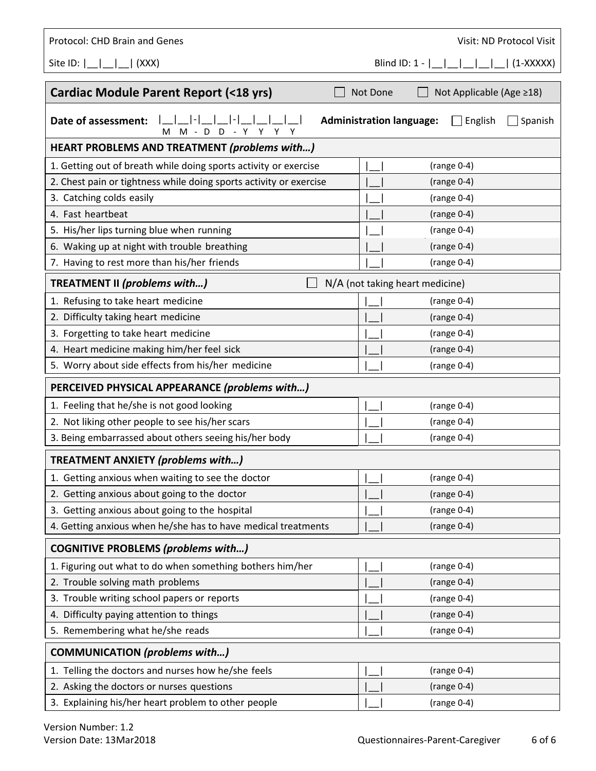Protocol: CHD Brain and Genes

Visit: ND Protocol Visit

Site ID: |__|__|__| (XXX)

Blind ID: 1 - |__|__|__|__|__| (1-XXXXX)

## Cardiac Module Parent Report (<18 yrs)

☐ Not Done ☐ Not Applicable (Age ≥18)

**Date of assessment:** |__|__|-|__|__|-|__|__|__|__| (M M - D D - Y Y Y Y)

**Administration language:** ☐ English ☐ Spanish

| **HEART PROBLEMS AND TREATMENT** *(problems with…)* | | |
|---|---|---|
| 1. Getting out of breath while doing sports activity or exercise | \|__\| | (range 0-4) |
| 2. Chest pain or tightness while doing sports activity or exercise | \|__\| | (range 0-4) |
| 3. Catching colds easily | \|__\| | (range 0-4) |
| 4. Fast heartbeat | \|__\| | (range 0-4) |
| 5. His/her lips turning blue when running | \|__\| | (range 0-4) |
| 6. Waking up at night with trouble breathing | \|__\| | (range 0-4) |
| 7. Having to rest more than his/her friends | \|__\| | (range 0-4) |

| **TREATMENT II** *(problems with…)* | ☐ N/A (not taking heart medicine) | |
|---|---|---|
| 1. Refusing to take heart medicine | \|__\| | (range 0-4) |
| 2. Difficulty taking heart medicine | \|__\| | (range 0-4) |
| 3. Forgetting to take heart medicine | \|__\| | (range 0-4) |
| 4. Heart medicine making him/her feel sick | \|__\| | (range 0-4) |
| 5. Worry about side effects from his/her medicine | \|__\| | (range 0-4) |

| **PERCEIVED PHYSICAL APPEARANCE** *(problems with…)* | | |
|---|---|---|
| 1. Feeling that he/she is not good looking | \|__\| | (range 0-4) |
| 2. Not liking other people to see his/her scars | \|__\| | (range 0-4) |
| 3. Being embarrassed about others seeing his/her body | \|__\| | (range 0-4) |

| **TREATMENT ANXIETY** *(problems with…)* | | |
|---|---|---|
| 1. Getting anxious when waiting to see the doctor | \|__\| | (range 0-4) |
| 2. Getting anxious about going to the doctor | \|__\| | (range 0-4) |
| 3. Getting anxious about going to the hospital | \|__\| | (range 0-4) |
| 4. Getting anxious when he/she has to have medical treatments | \|__\| | (range 0-4) |

| **COGNITIVE PROBLEMS** *(problems with…)* | | |
|---|---|---|
| 1. Figuring out what to do when something bothers him/her | \|__\| | (range 0-4) |
| 2. Trouble solving math problems | \|__\| | (range 0-4) |
| 3. Trouble writing school papers or reports | \|__\| | (range 0-4) |
| 4. Difficulty paying attention to things | \|__\| | (range 0-4) |
| 5. Remembering what he/she reads | \|__\| | (range 0-4) |

| **COMMUNICATION** *(problems with…)* | | |
|---|---|---|
| 1. Telling the doctors and nurses how he/she feels | \|__\| | (range 0-4) |
| 2. Asking the doctors or nurses questions | \|__\| | (range 0-4) |
| 3. Explaining his/her heart problem to other people | \|__\| | (range 0-4) |

Version Number: 1.2
Version Date: 13Mar2018

Questionnaires-Parent-Caregiver